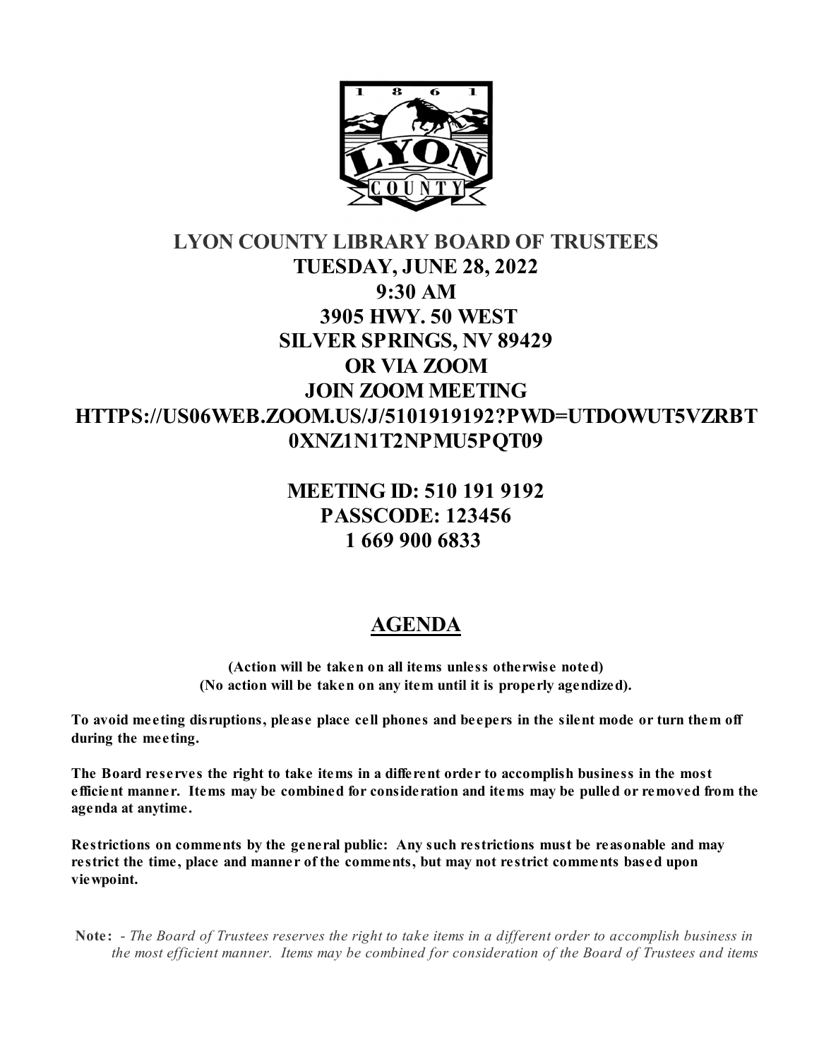# LYON COUNTY LIBRARY BOARD OF TRUSTEES

**TUESDAY, JUNE 28, 2022**
**9:30 AM**
**3905 HWY. 50 WEST**
**SILVER SPRINGS, NV 89429**
**OR VIA ZOOM**
**JOIN ZOOM MEETING**
**HTTPS://US06WEB.ZOOM.US/J/5101919192?PWD=UTDOWUT5VZRBT0XNZ1N1T2NPMU5PQT09**

**MEETING ID: 510 191 9192**
**PASSCODE: 123456**
**1 669 900 6833**

## AGENDA

**(Action will be taken on all items unless otherwise noted)**
**(No action will be taken on any item until it is properly agendized).**

**To avoid meeting disruptions, please place cell phones and beepers in the silent mode or turn them off during the meeting.**

**The Board reserves the right to take items in a different order to accomplish business in the most efficient manner. Items may be combined for consideration and items may be pulled or removed from the agenda at anytime.**

**Restrictions on comments by the general public: Any such restrictions must be reasonable and may restrict the time, place and manner of the comments, but may not restrict comments based upon viewpoint.**

**Note:** - *The Board of Trustees reserves the right to take items in a different order to accomplish business in the most efficient manner. Items may be combined for consideration of the Board of Trustees and items*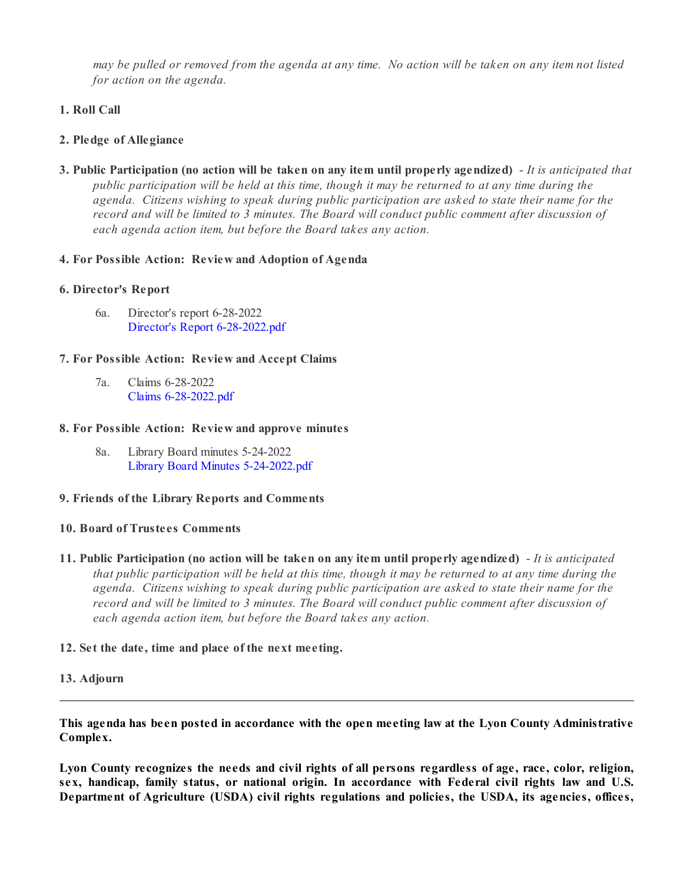*may be pulled or removed from the agenda at any time. No action will be taken on any item not listed for action on the agenda.*

**1. Roll Call**

**2. Pledge of Allegiance**

**3. Public Participation (no action will be taken on any item until properly agendized)** - *It is anticipated that public participation will be held at this time, though it may be returned to at any time during the agenda. Citizens wishing to speak during public participation are asked to state their name for the record and will be limited to 3 minutes. The Board will conduct public comment after discussion of each agenda action item, but before the Board takes any action.*

**4. For Possible Action: Review and Adoption of Agenda**

**6. Director's Report**

6a. Director's report 6-28-2022
Director's Report 6-28-2022.pdf

**7. For Possible Action: Review and Accept Claims**

7a. Claims 6-28-2022
Claims 6-28-2022.pdf

**8. For Possible Action: Review and approve minutes**

8a. Library Board minutes 5-24-2022
Library Board Minutes 5-24-2022.pdf

**9. Friends of the Library Reports and Comments**

**10. Board of Trustees Comments**

**11. Public Participation (no action will be taken on any item until properly agendized)** - *It is anticipated that public participation will be held at this time, though it may be returned to at any time during the agenda. Citizens wishing to speak during public participation are asked to state their name for the record and will be limited to 3 minutes. The Board will conduct public comment after discussion of each agenda action item, but before the Board takes any action.*

**12. Set the date, time and place of the next meeting.**

**13. Adjourn**

---

**This agenda has been posted in accordance with the open meeting law at the Lyon County Administrative Complex.**

**Lyon County recognizes the needs and civil rights of all persons regardless of age, race, color, religion, sex, handicap, family status, or national origin. In accordance with Federal civil rights law and U.S. Department of Agriculture (USDA) civil rights regulations and policies, the USDA, its agencies, offices,**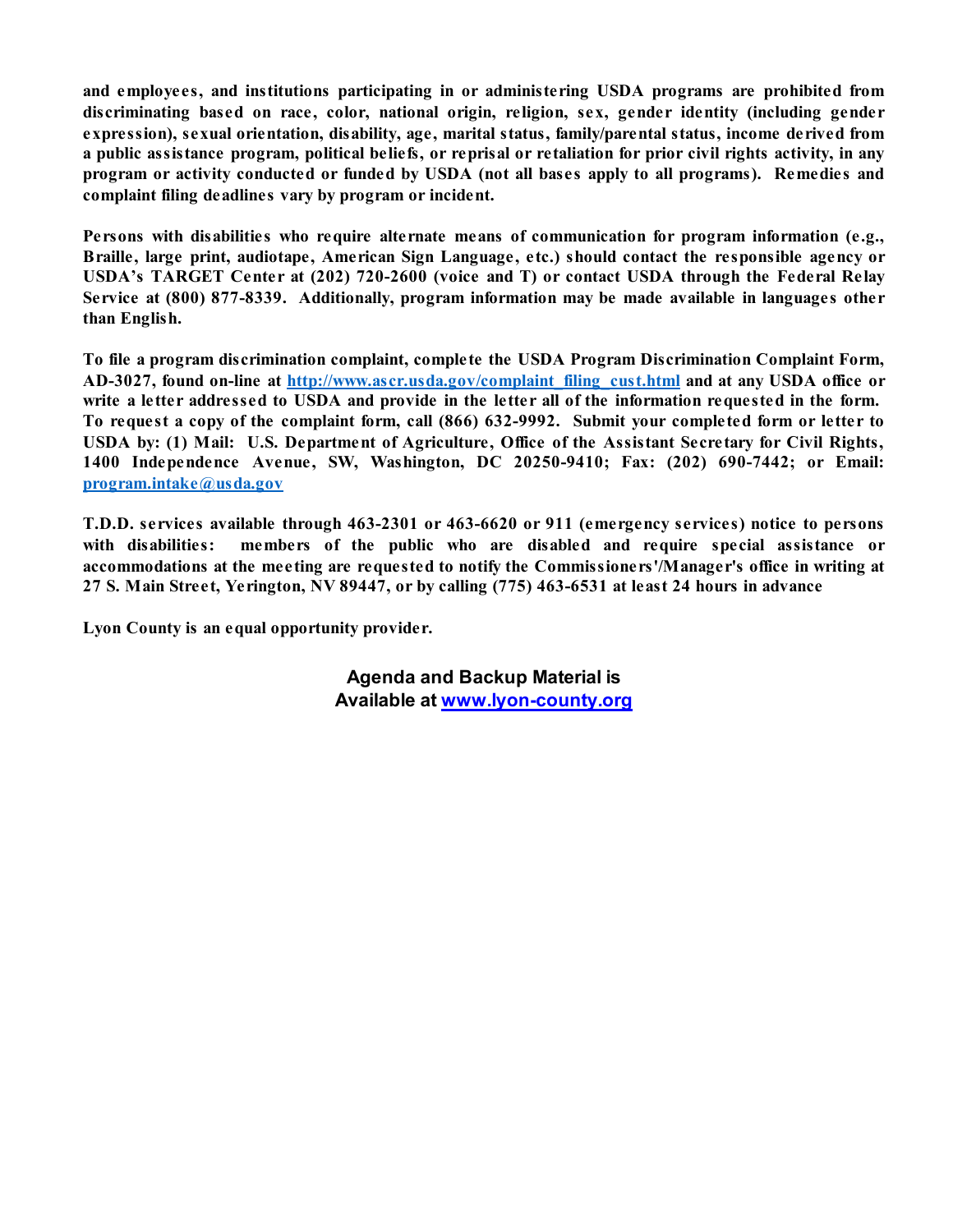**and employees, and institutions participating in or administering USDA programs are prohibited from discriminating based on race, color, national origin, religion, sex, gender identity (including gender expression), sexual orientation, disability, age, marital status, family/parental status, income derived from a public assistance program, political beliefs, or reprisal or retaliation for prior civil rights activity, in any program or activity conducted or funded by USDA (not all bases apply to all programs). Remedies and complaint filing deadlines vary by program or incident.**

**Persons with disabilities who require alternate means of communication for program information (e.g., Braille, large print, audiotape, American Sign Language, etc.) should contact the responsible agency or USDA's TARGET Center at (202) 720-2600 (voice and T) or contact USDA through the Federal Relay Service at (800) 877-8339. Additionally, program information may be made available in languages other than English.**

**To file a program discrimination complaint, complete the USDA Program Discrimination Complaint Form, AD-3027, found on-line at [http://www.ascr.usda.gov/complaint_filing_cust.html](http://www.ascr.usda.gov/complaint_filing_cust.html) and at any USDA office or write a letter addressed to USDA and provide in the letter all of the information requested in the form. To request a copy of the complaint form, call (866) 632-9992. Submit your completed form or letter to USDA by: (1) Mail: U.S. Department of Agriculture, Office of the Assistant Secretary for Civil Rights, 1400 Independence Avenue, SW, Washington, DC 20250-9410; Fax: (202) 690-7442; or Email: [program.intake@usda.gov](mailto:program.intake@usda.gov)**

**T.D.D. services available through 463-2301 or 463-6620 or 911 (emergency services) notice to persons with disabilities: members of the public who are disabled and require special assistance or accommodations at the meeting are requested to notify the Commissioners'/Manager's office in writing at 27 S. Main Street, Yerington, NV 89447, or by calling (775) 463-6531 at least 24 hours in advance**

**Lyon County is an equal opportunity provider.**

**Agenda and Backup Material is Available at [www.lyon-county.org](http://www.lyon-county.org)**